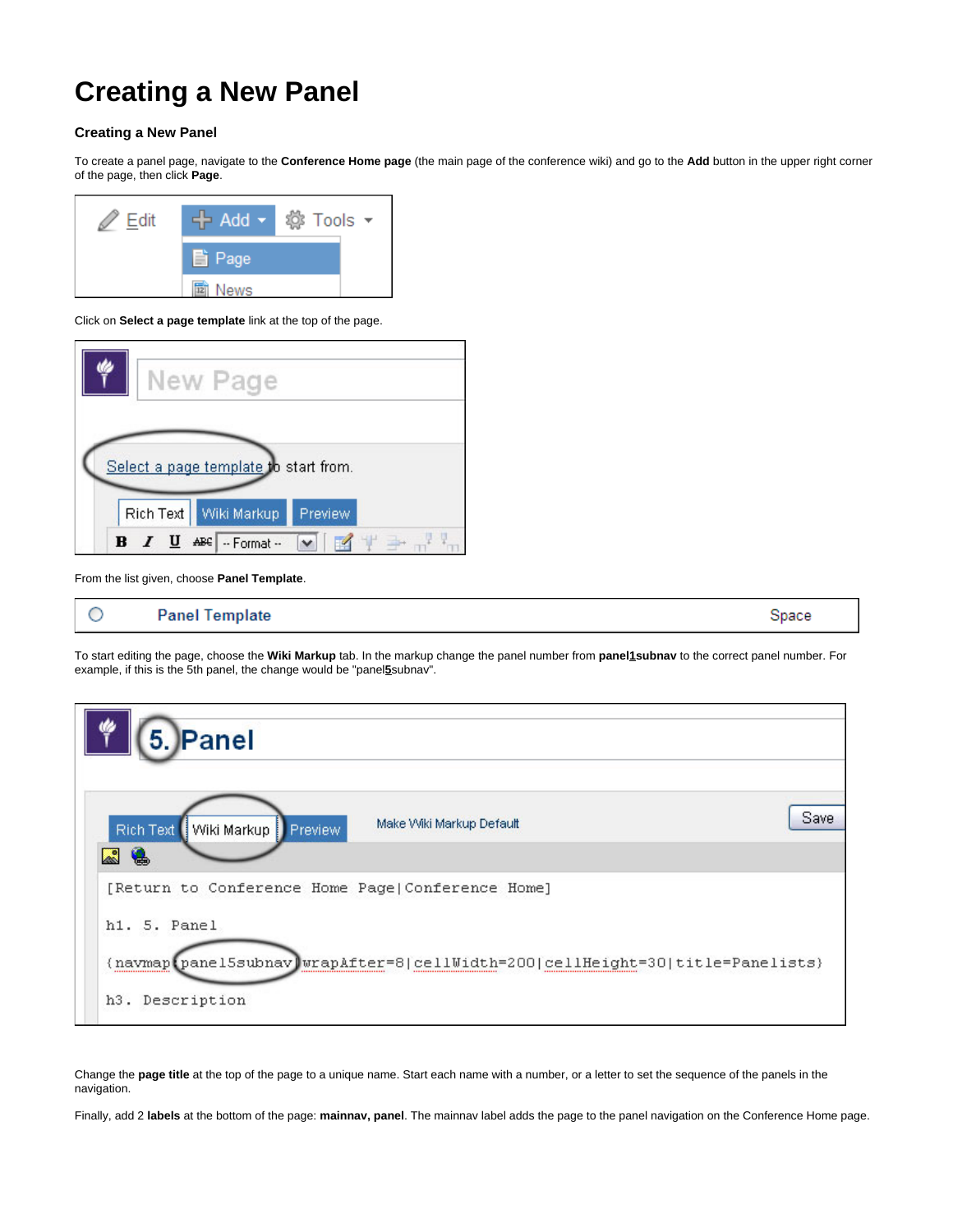# Creating a New Panel

### Creating a New Panel

To create a panel page, navigate to the **Conference Home page** (the main page of the conference wiki) and go to the **Add** button in the upper right corner of the page, then click **Page**.

Click on **Select a page template** link at the top of the page.

From the list given, choose **Panel Template**.

To start editing the page, choose the **Wiki Markup** tab. In the markup change the panel number from **panel1subnav** to the correct panel number. For example, if this is the 5th panel, the change would be "panel**5**subnav".

Change the **page title** at the top of the page to a unique name. Start each name with a number, or a letter to set the sequence of the panels in the navigation.

Finally, add 2 **labels** at the bottom of the page: **mainnav, panel**. The mainnav label adds the page to the panel navigation on the Conference Home page.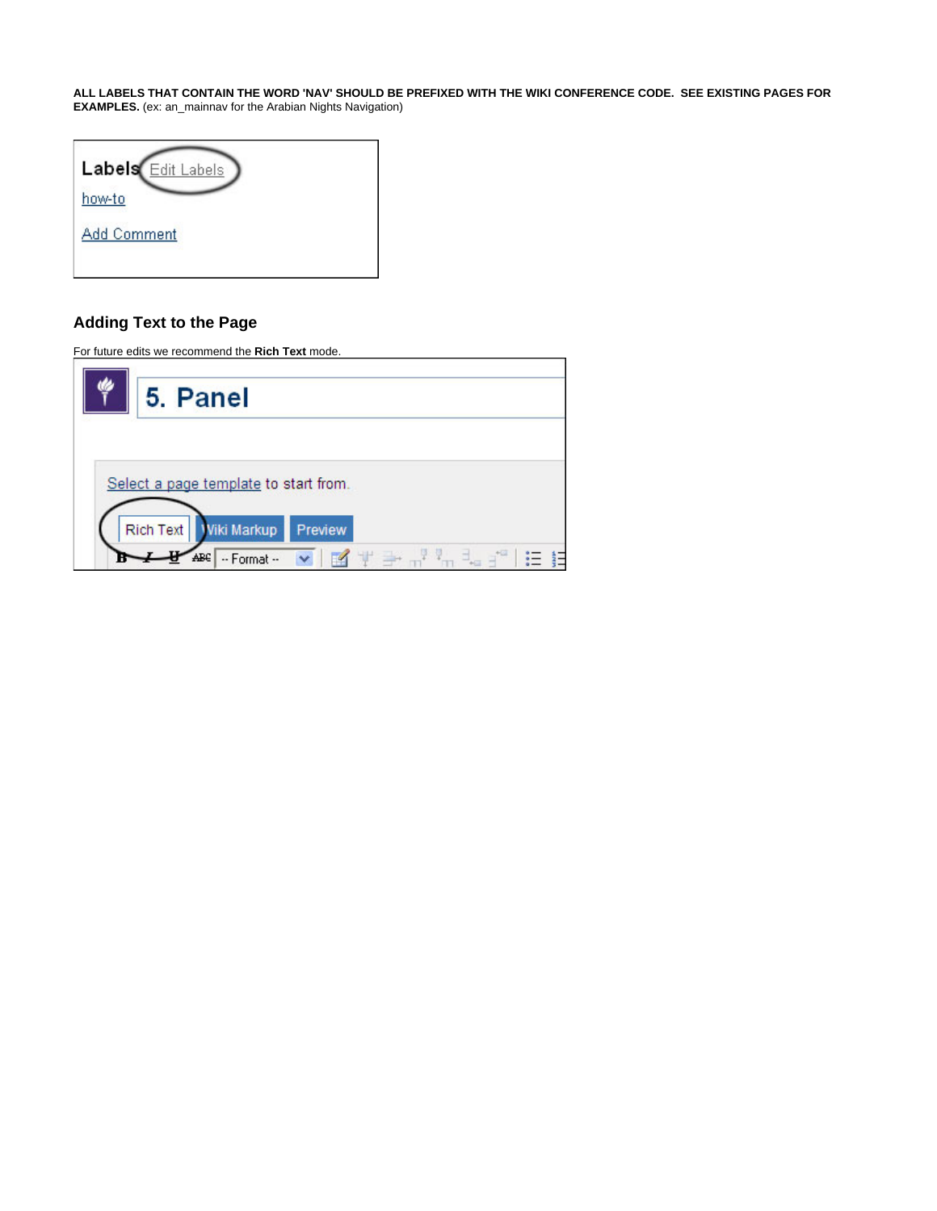**ALL LABELS THAT CONTAIN THE WORD 'NAV' SHOULD BE PREFIXED WITH THE WIKI CONFERENCE CODE. SEE EXISTING PAGES FOR EXAMPLES.** (ex: an_mainnav for the Arabian Nights Navigation)

### Adding Text to the Page

For future edits we recommend the **Rich Text** mode.